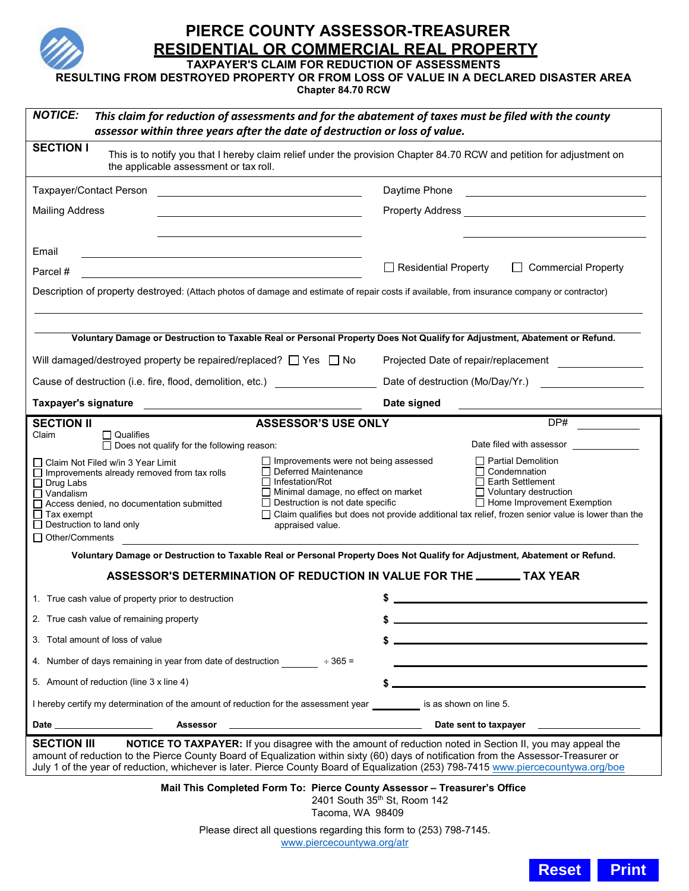# PIERCE COUNTY ASSESSOR-TREASURER

## RESIDENTIAL OR COMMERCIAL REAL PROPERTY

### TAXPAYER'S CLAIM FOR REDUCTION OF ASSESSMENTS

### RESULTING FROM DESTROYED PROPERTY OR FROM LOSS OF VALUE IN A DECLARED DISASTER AREA

**Chapter 84.70 RCW**

***NOTICE:*** ***This claim for reduction of assessments and for the abatement of taxes must be filed with the county assessor within three years after the date of destruction or loss of value.***

**SECTION I**

This is to notify you that I hereby claim relief under the provision Chapter 84.70 RCW and petition for adjustment on the applicable assessment or tax roll.

Taxpayer/Contact Person ______________________ Daytime Phone ______________________

Mailing Address ______________________ Property Address ______________________

______________________ ______________________

Email ______________________

Parcel # ______________________ ☐ Residential Property ☐ Commercial Property

Description of property destroyed: (Attach photos of damage and estimate of repair costs if available, from insurance company or contractor)

______________________________________________

______________________________________________

**Voluntary Damage or Destruction to Taxable Real or Personal Property Does Not Qualify for Adjustment, Abatement or Refund.**

Will damaged/destroyed property be repaired/replaced? ☐ Yes ☐ No Projected Date of repair/replacement ____________

Cause of destruction (i.e. fire, flood, demolition, etc.) ____________ Date of destruction (Mo/Day/Yr.) ____________

**Taxpayer's signature** ______________________ **Date signed** ______________________

**SECTION II** **ASSESSOR'S USE ONLY** DP# ____________

Claim ☐ Qualifies
☐ Does not qualify for the following reason: Date filed with assessor ____________

- ☐ Claim Not Filed w/in 3 Year Limit
- ☐ Improvements already removed from tax rolls
- ☐ Drug Labs
- ☐ Vandalism
- ☐ Access denied, no documentation submitted
- ☐ Tax exempt
- ☐ Destruction to land only
- ☐ Other/Comments ______________________
- ☐ Improvements were not being assessed
- ☐ Deferred Maintenance
- ☐ Infestation/Rot
- ☐ Minimal damage, no effect on market
- ☐ Destruction is not date specific
- ☐ Claim qualifies but does not provide additional tax relief, frozen senior value is lower than the appraised value.
- ☐ Partial Demolition
- ☐ Condemnation
- ☐ Earth Settlement
- ☐ Voluntary destruction
- ☐ Home Improvement Exemption

**Voluntary Damage or Destruction to Taxable Real or Personal Property Does Not Qualify for Adjustment, Abatement or Refund.**

**ASSESSOR'S DETERMINATION OF REDUCTION IN VALUE FOR THE _______ TAX YEAR**

1. True cash value of property prior to destruction $ ____________
2. True cash value of remaining property $ ____________
3. Total amount of loss of value $ ____________
4. Number of days remaining in year from date of destruction _______ ÷ 365 = ____________
5. Amount of reduction (line 3 x line 4) $ ____________

I hereby certify my determination of the amount of reduction for the assessment year ________ is as shown on line 5.

**Date** ____________ **Assessor** ______________________ **Date sent to taxpayer** ____________

**SECTION III** **NOTICE TO TAXPAYER:** If you disagree with the amount of reduction noted in Section II, you may appeal the amount of reduction to the Pierce County Board of Equalization within sixty (60) days of notification from the Assessor-Treasurer or July 1 of the year of reduction, whichever is later. Pierce County Board of Equalization (253) 798-7415 www.piercecountywa.org/boe

**Mail This Completed Form To: Pierce County Assessor – Treasurer's Office**
2401 South 35th St, Room 142
Tacoma, WA 98409

Please direct all questions regarding this form to (253) 798-7145.
www.piercecountywa.org/atr

Reset Print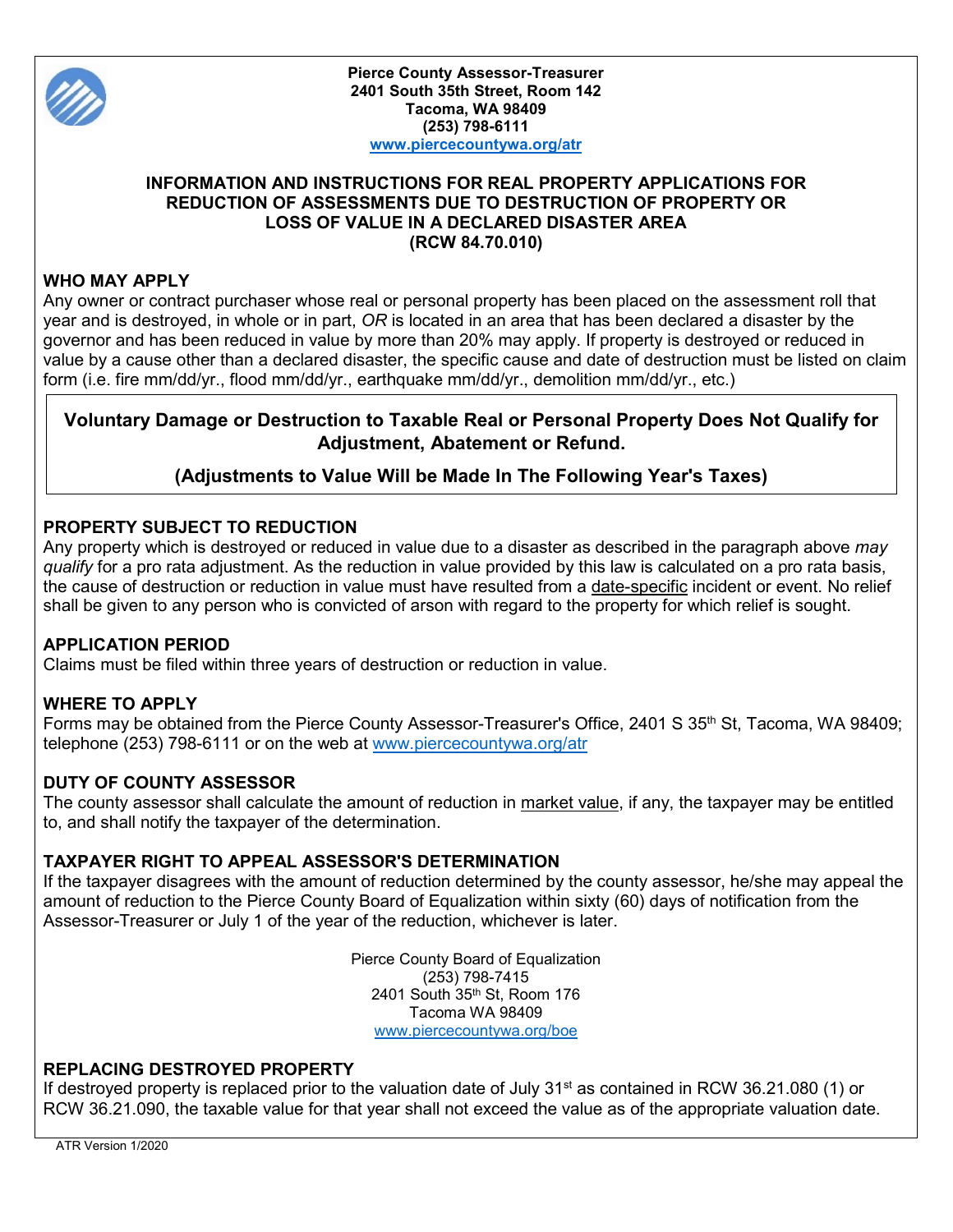**Pierce County Assessor-Treasurer**
**2401 South 35th Street, Room 142**
**Tacoma, WA 98409**
**(253) 798-6111**
**www.piercecountywa.org/atr**

# INFORMATION AND INSTRUCTIONS FOR REAL PROPERTY APPLICATIONS FOR REDUCTION OF ASSESSMENTS DUE TO DESTRUCTION OF PROPERTY OR LOSS OF VALUE IN A DECLARED DISASTER AREA (RCW 84.70.010)

## WHO MAY APPLY

Any owner or contract purchaser whose real or personal property has been placed on the assessment roll that year and is destroyed, in whole or in part, *OR* is located in an area that has been declared a disaster by the governor and has been reduced in value by more than 20% may apply. If property is destroyed or reduced in value by a cause other than a declared disaster, the specific cause and date of destruction must be listed on claim form (i.e. fire mm/dd/yr., flood mm/dd/yr., earthquake mm/dd/yr., demolition mm/dd/yr., etc.)

**Voluntary Damage or Destruction to Taxable Real or Personal Property Does Not Qualify for Adjustment, Abatement or Refund.**

**(Adjustments to Value Will be Made In The Following Year's Taxes)**

## PROPERTY SUBJECT TO REDUCTION

Any property which is destroyed or reduced in value due to a disaster as described in the paragraph above *may qualify* for a pro rata adjustment. As the reduction in value provided by this law is calculated on a pro rata basis, the cause of destruction or reduction in value must have resulted from a date-specific incident or event. No relief shall be given to any person who is convicted of arson with regard to the property for which relief is sought.

## APPLICATION PERIOD

Claims must be filed within three years of destruction or reduction in value.

## WHERE TO APPLY

Forms may be obtained from the Pierce County Assessor-Treasurer's Office, 2401 S 35th St, Tacoma, WA 98409; telephone (253) 798-6111 or on the web at www.piercecountywa.org/atr

## DUTY OF COUNTY ASSESSOR

The county assessor shall calculate the amount of reduction in market value, if any, the taxpayer may be entitled to, and shall notify the taxpayer of the determination.

## TAXPAYER RIGHT TO APPEAL ASSESSOR'S DETERMINATION

If the taxpayer disagrees with the amount of reduction determined by the county assessor, he/she may appeal the amount of reduction to the Pierce County Board of Equalization within sixty (60) days of notification from the Assessor-Treasurer or July 1 of the year of the reduction, whichever is later.

Pierce County Board of Equalization
(253) 798-7415
2401 South 35th St, Room 176
Tacoma WA 98409
www.piercecountywa.org/boe

## REPLACING DESTROYED PROPERTY

If destroyed property is replaced prior to the valuation date of July 31st as contained in RCW 36.21.080 (1) or RCW 36.21.090, the taxable value for that year shall not exceed the value as of the appropriate valuation date.

ATR Version 1/2020